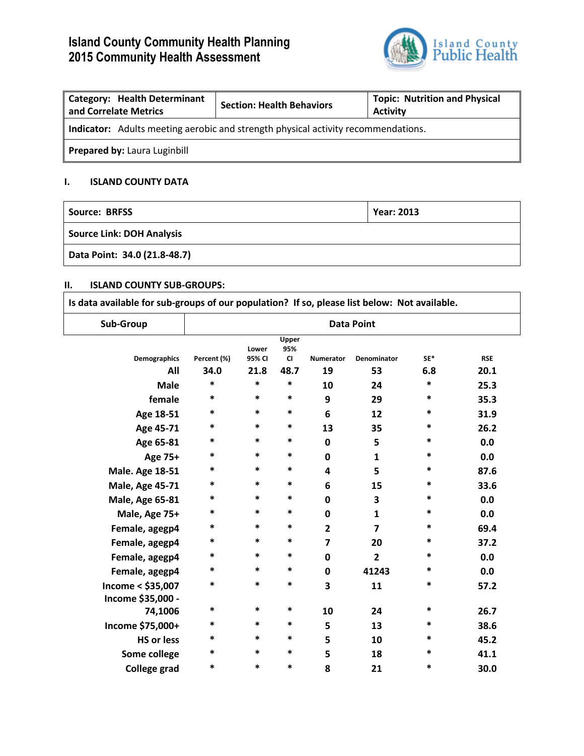# Island County Community Health Planning
# 2015 Community Health Assessment

Island County Public Health

| Category: Health Determinant and Correlate Metrics | Section: Health Behaviors | Topic: Nutrition and Physical Activity |
|---|---|---|
| **Indicator:** Adults meeting aerobic and strength physical activity recommendations. | | |
| **Prepared by:** Laura Luginbill | | |

## I. ISLAND COUNTY DATA

| Source: BRFSS | Year: 2013 |
|---|---|
| Source Link: DOH Analysis | |
| Data Point: 34.0 (21.8-48.7) | |

## II. ISLAND COUNTY SUB-GROUPS:

**Is data available for sub-groups of our population? If so, please list below: Not available.**

| Sub-Group | Data Point |
|---|---|

| Demographics | Percent (%) | Lower 95% CI | Upper 95% CI | Numerator | Denominator | SE* | RSE |
|---|---|---|---|---|---|---|---|
| All | 34.0 | 21.8 | 48.7 | 19 | 53 | 6.8 | 20.1 |
| Male | * | * | * | 10 | 24 | * | 25.3 |
| female | * | * | * | 9 | 29 | * | 35.3 |
| Age 18-51 | * | * | * | 6 | 12 | * | 31.9 |
| Age 45-71 | * | * | * | 13 | 35 | * | 26.2 |
| Age 65-81 | * | * | * | 0 | 5 | * | 0.0 |
| Age 75+ | * | * | * | 0 | 1 | * | 0.0 |
| Male. Age 18-51 | * | * | * | 4 | 5 | * | 87.6 |
| Male, Age 45-71 | * | * | * | 6 | 15 | * | 33.6 |
| Male, Age 65-81 | * | * | * | 0 | 3 | * | 0.0 |
| Male, Age 75+ | * | * | * | 0 | 1 | * | 0.0 |
| Female, agegp4 | * | * | * | 2 | 7 | * | 69.4 |
| Female, agegp4 | * | * | * | 7 | 20 | * | 37.2 |
| Female, agegp4 | * | * | * | 0 | 2 | * | 0.0 |
| Female, agegp4 | * | * | * | 0 | 41243 | * | 0.0 |
| Income < $35,007 | * | * | * | 3 | 11 | * | 57.2 |
| Income $35,000 - 74,1006 | * | * | * | 10 | 24 | * | 26.7 |
| Income $75,000+ | * | * | * | 5 | 13 | * | 38.6 |
| HS or less | * | * | * | 5 | 10 | * | 45.2 |
| Some college | * | * | * | 5 | 18 | * | 41.1 |
| College grad | * | * | * | 8 | 21 | * | 30.0 |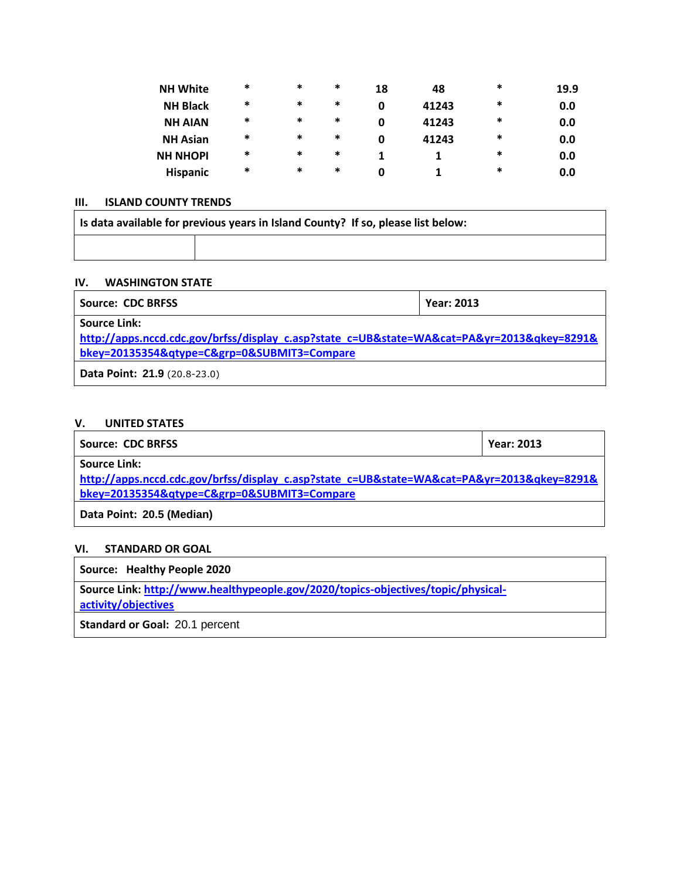| | | | | | | | |
|---|---|---|---|---|---|---|---|
| NH White | * | * | * | 18 | 48 | * | 19.9 |
| NH Black | * | * | * | 0 | 41243 | * | 0.0 |
| NH AIAN | * | * | * | 0 | 41243 | * | 0.0 |
| NH Asian | * | * | * | 0 | 41243 | * | 0.0 |
| NH NHOPI | * | * | * | 1 | 1 | * | 0.0 |
| Hispanic | * | * | * | 0 | 1 | * | 0.0 |

## III. ISLAND COUNTY TRENDS

| Is data available for previous years in Island County? If so, please list below: | |
|---|---|
| | |

## IV. WASHINGTON STATE

| | |
|---|---|
| **Source: CDC BRFSS** | **Year: 2013** |
| **Source Link:** [http://apps.nccd.cdc.gov/brfss/display_c.asp?state_c=UB&state=WA&cat=PA&yr=2013&qkey=8291&bkey=20135354&qtype=C&grp=0&SUBMIT3=Compare](http://apps.nccd.cdc.gov/brfss/display_c.asp?state_c=UB&state=WA&cat=PA&yr=2013&qkey=8291&bkey=20135354&qtype=C&grp=0&SUBMIT3=Compare) | |
| **Data Point: 21.9** (20.8-23.0) | |

## V. UNITED STATES

| | |
|---|---|
| **Source: CDC BRFSS** | **Year: 2013** |
| **Source Link:** [http://apps.nccd.cdc.gov/brfss/display_c.asp?state_c=UB&state=WA&cat=PA&yr=2013&qkey=8291&bkey=20135354&qtype=C&grp=0&SUBMIT3=Compare](http://apps.nccd.cdc.gov/brfss/display_c.asp?state_c=UB&state=WA&cat=PA&yr=2013&qkey=8291&bkey=20135354&qtype=C&grp=0&SUBMIT3=Compare) | |
| **Data Point: 20.5 (Median)** | |

## VI. STANDARD OR GOAL

| |
|---|
| **Source: Healthy People 2020** |
| **Source Link:** [http://www.healthypeople.gov/2020/topics-objectives/topic/physical-activity/objectives](http://www.healthypeople.gov/2020/topics-objectives/topic/physical-activity/objectives) |
| **Standard or Goal:** 20.1 percent |